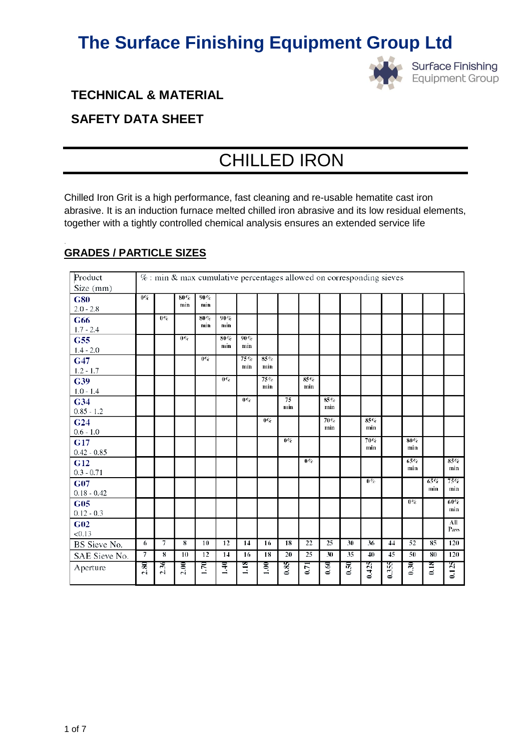# The Surface Finishing Equipment Group Ltd

## TECHNICAL & MATERIAL

## SAFETY DATA SHEET

# CHILLED IRON

Chilled Iron Grit is a high performance, fast cleaning and re-usable hematite cast iron abrasive. It is an induction furnace melted chilled iron abrasive and its low residual elements, together with a tightly controlled chemical analysis ensures an extended service life

## GRADES / PARTICLE SIZES

| Product Size (mm) | % : min & max cumulative percentages allowed on corresponding sieves | | | | | | | | | | | | | | | |
|---|---|---|---|---|---|---|---|---|---|---|---|---|---|---|---|---|
| **G80** 2.0 - 2.8 | 0% | | 80% min | 90% min | | | | | | | | | | | | |
| **G66** 1.7 - 2.4 | | 0% | | 80% min | 90% min | | | | | | | | | | | |
| **G55** 1.4 - 2.0 | | | 0% | | 80% min | 90% min | | | | | | | | | | |
| **G47** 1.2 - 1.7 | | | | 0% | | 75% min | 85% min | | | | | | | | | |
| **G39** 1.0 - 1.4 | | | | | 0% | | 75% min | | 85% min | | | | | | | |
| **G34** 0.85 - 1.2 | | | | | | 0% | | 75 min | | 85% min | | | | | | |
| **G24** 0.6 - 1.0 | | | | | | | 0% | | | 70% min | | 85% min | | | | |
| **G17** 0.42 - 0.85 | | | | | | | | 0% | | | | 70% min | | 80% min | | |
| **G12** 0.3 - 0.71 | | | | | | | | | 0% | | | | | 65% min | | 85% min |
| **G07** 0.18 - 0.42 | | | | | | | | | | | | 0% | | | 65% min | 75% min |
| **G05** 0.12 - 0.3 | | | | | | | | | | | | | | 0% | | 60% min |
| **G02** <0.13 | | | | | | | | | | | | | | | | All Pass |
| BS Sieve No. | 6 | 7 | 8 | 10 | 12 | 14 | 16 | 18 | 22 | 25 | 30 | 36 | 44 | 52 | 85 | 120 |
| SAE Sieve No. | 7 | 8 | 10 | 12 | 14 | 16 | 18 | 20 | 25 | 30 | 35 | 40 | 45 | 50 | 80 | 120 |
| Aperture | 2.80 | 2.36 | 2.00 | 1.70 | 1.40 | 1.18 | 1.00 | 0.85 | 0.71 | 0.60 | 0.50 | 0.425 | 0.355 | 0.30 | 0.18 | 0.125 |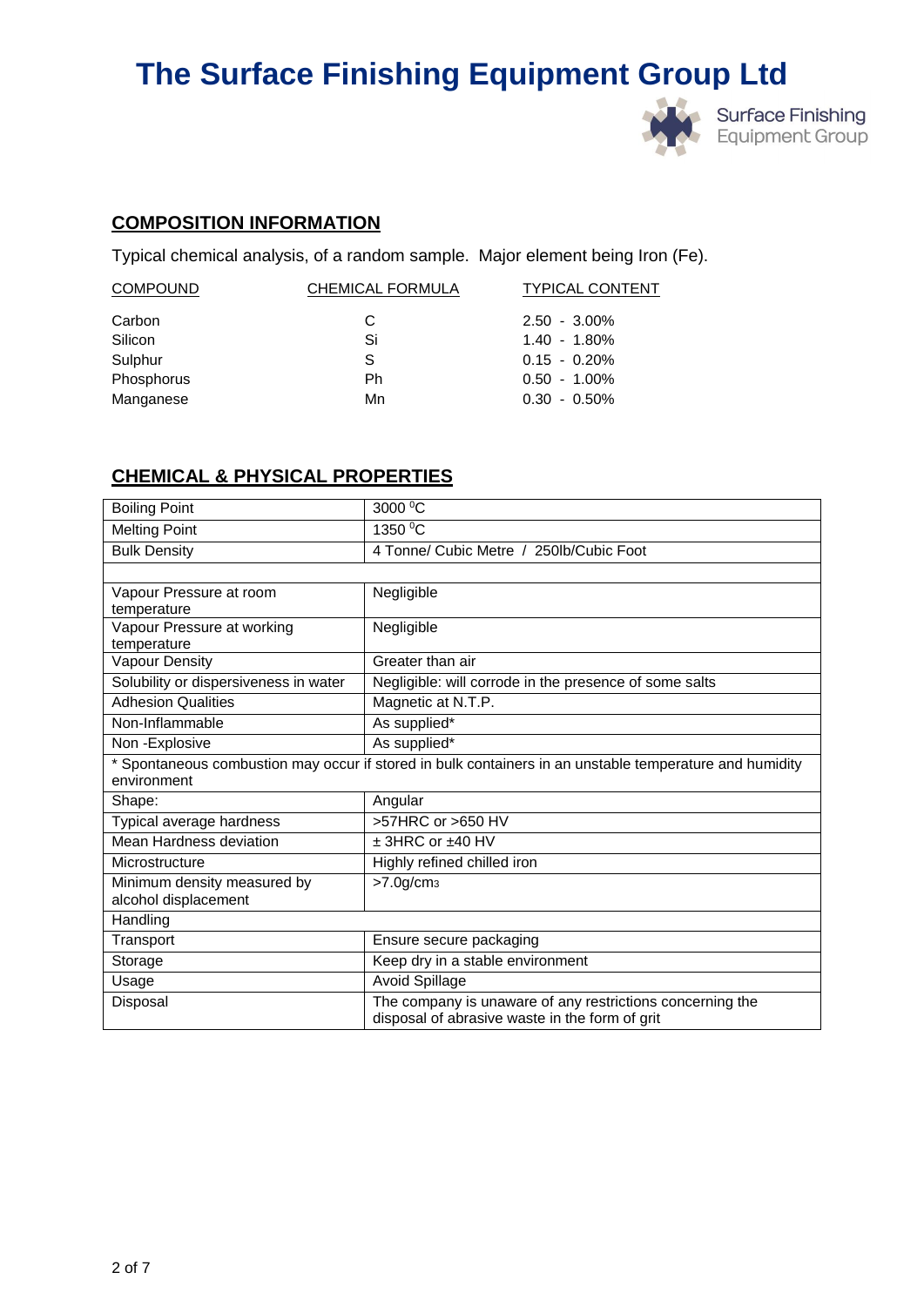# The Surface Finishing Equipment Group Ltd

## COMPOSITION INFORMATION

Typical chemical analysis, of a random sample. Major element being Iron (Fe).

| COMPOUND | CHEMICAL FORMULA | TYPICAL CONTENT |
|---|---|---|
| Carbon | C | 2.50 - 3.00% |
| Silicon | Si | 1.40 - 1.80% |
| Sulphur | S | 0.15 - 0.20% |
| Phosphorus | Ph | 0.50 - 1.00% |
| Manganese | Mn | 0.30 - 0.50% |

## CHEMICAL & PHYSICAL PROPERTIES

| | |
|---|---|
| Boiling Point | 3000 $^0$C |
| Melting Point | 1350 $^0$C |
| Bulk Density | 4 Tonne/ Cubic Metre / 250lb/Cubic Foot |
| | |
| Vapour Pressure at room temperature | Negligible |
| Vapour Pressure at working temperature | Negligible |
| Vapour Density | Greater than air |
| Solubility or dispersiveness in water | Negligible: will corrode in the presence of some salts |
| Adhesion Qualities | Magnetic at N.T.P. |
| Non-Inflammable | As supplied* |
| Non -Explosive | As supplied* |
| * Spontaneous combustion may occur if stored in bulk containers in an unstable temperature and humidity environment | |
| Shape: | Angular |
| Typical average hardness | >57HRC or >650 HV |
| Mean Hardness deviation | ± 3HRC or ±40 HV |
| Microstructure | Highly refined chilled iron |
| Minimum density measured by alcohol displacement | >7.0g/cm$_3$ |
| Handling | |
| Transport | Ensure secure packaging |
| Storage | Keep dry in a stable environment |
| Usage | Avoid Spillage |
| Disposal | The company is unaware of any restrictions concerning the disposal of abrasive waste in the form of grit |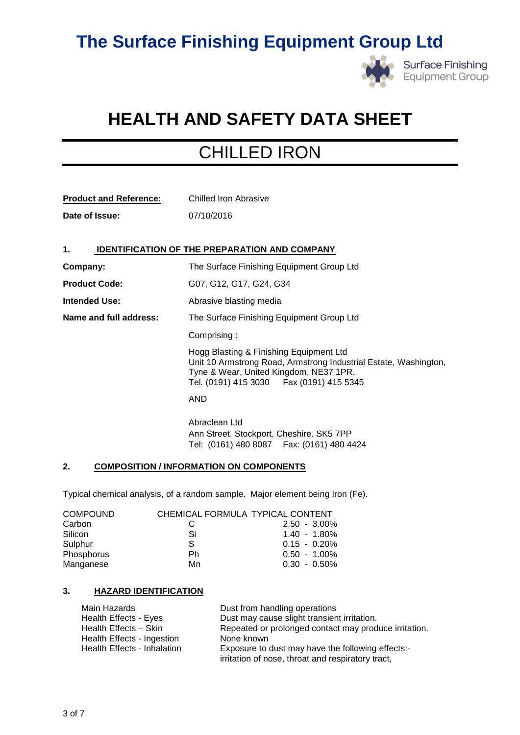# The Surface Finishing Equipment Group Ltd

Surface Finishing Equipment Group

# HEALTH AND SAFETY DATA SHEET

# CHILLED IRON

**Product and Reference:** Chilled Iron Abrasive

**Date of Issue:** 07/10/2016

## 1. IDENTIFICATION OF THE PREPARATION AND COMPANY

**Company:** The Surface Finishing Equipment Group Ltd

**Product Code:** G07, G12, G17, G24, G34

**Intended Use:** Abrasive blasting media

**Name and full address:** The Surface Finishing Equipment Group Ltd

Comprising :

Hogg Blasting & Finishing Equipment Ltd
Unit 10 Armstrong Road, Armstrong Industrial Estate, Washington, Tyne & Wear, United Kingdom, NE37 1PR.
Tel. (0191) 415 3030 Fax (0191) 415 5345

AND

Abraclean Ltd
Ann Street, Stockport, Cheshire. SK5 7PP
Tel: (0161) 480 8087 Fax: (0161) 480 4424

## 2. COMPOSITION / INFORMATION ON COMPONENTS

Typical chemical analysis, of a random sample. Major element being Iron (Fe).

| COMPOUND | CHEMICAL FORMULA | TYPICAL CONTENT |
|---|---|---|
| Carbon | C | 2.50 - 3.00% |
| Silicon | Si | 1.40 - 1.80% |
| Sulphur | S | 0.15 - 0.20% |
| Phosphorus | Ph | 0.50 - 1.00% |
| Manganese | Mn | 0.30 - 0.50% |

## 3. HAZARD IDENTIFICATION

| | |
|---|---|
| Main Hazards | Dust from handling operations |
| Health Effects - Eyes | Dust may cause slight transient irritation. |
| Health Effects – Skin | Repeated or prolonged contact may produce irritation. |
| Health Effects - Ingestion | None known |
| Health Effects - Inhalation | Exposure to dust may have the following effects:- irritation of nose, throat and respiratory tract, |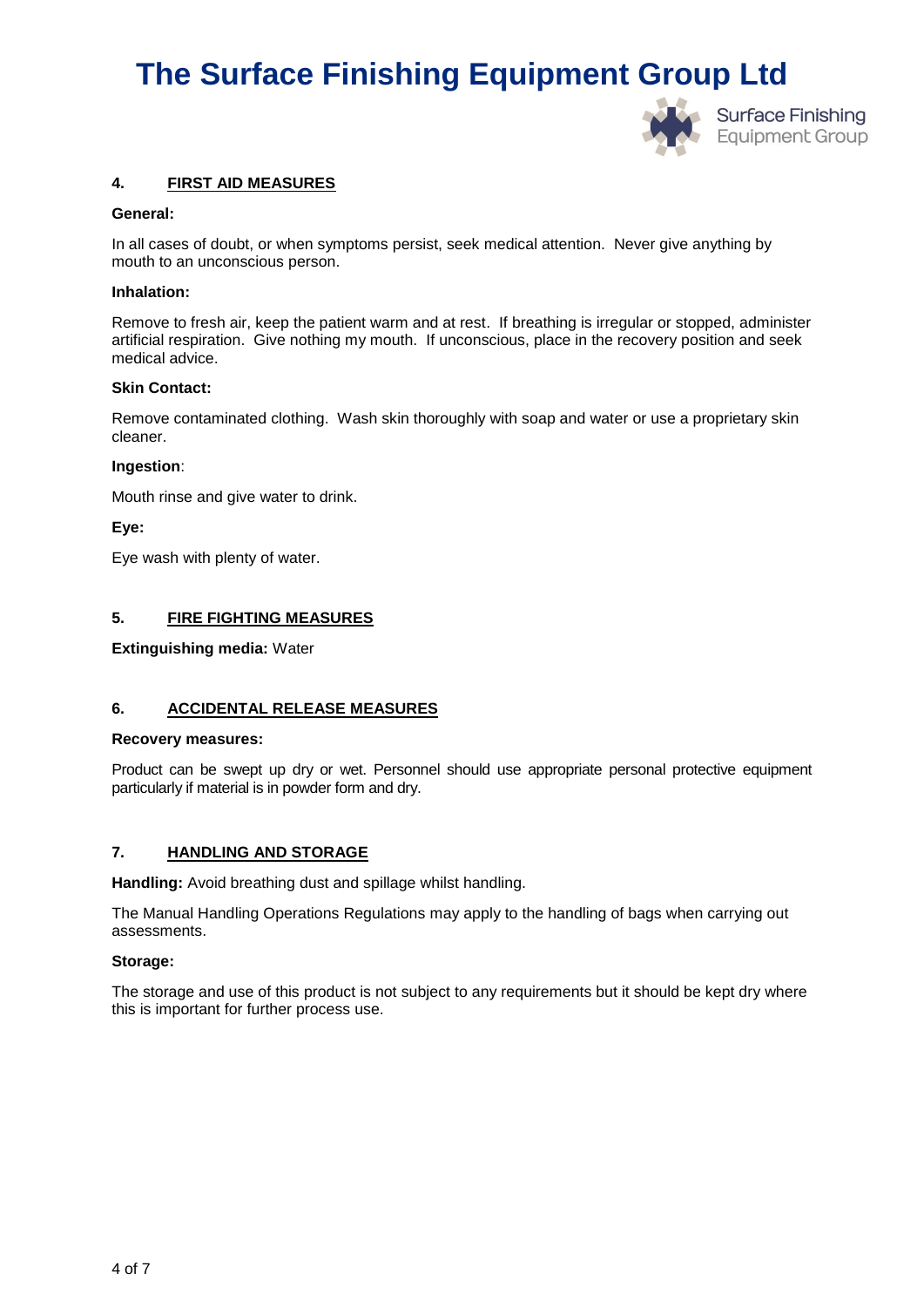## 4. FIRST AID MEASURES

**General:**

In all cases of doubt, or when symptoms persist, seek medical attention. Never give anything by mouth to an unconscious person.

**Inhalation:**

Remove to fresh air, keep the patient warm and at rest. If breathing is irregular or stopped, administer artificial respiration. Give nothing my mouth. If unconscious, place in the recovery position and seek medical advice.

**Skin Contact:**

Remove contaminated clothing. Wash skin thoroughly with soap and water or use a proprietary skin cleaner.

**Ingestion**:

Mouth rinse and give water to drink.

**Eye:**

Eye wash with plenty of water.

## 5. FIRE FIGHTING MEASURES

**Extinguishing media:** Water

## 6. ACCIDENTAL RELEASE MEASURES

**Recovery measures:**

Product can be swept up dry or wet. Personnel should use appropriate personal protective equipment particularly if material is in powder form and dry.

## 7. HANDLING AND STORAGE

**Handling:** Avoid breathing dust and spillage whilst handling.

The Manual Handling Operations Regulations may apply to the handling of bags when carrying out assessments.

**Storage:**

The storage and use of this product is not subject to any requirements but it should be kept dry where this is important for further process use.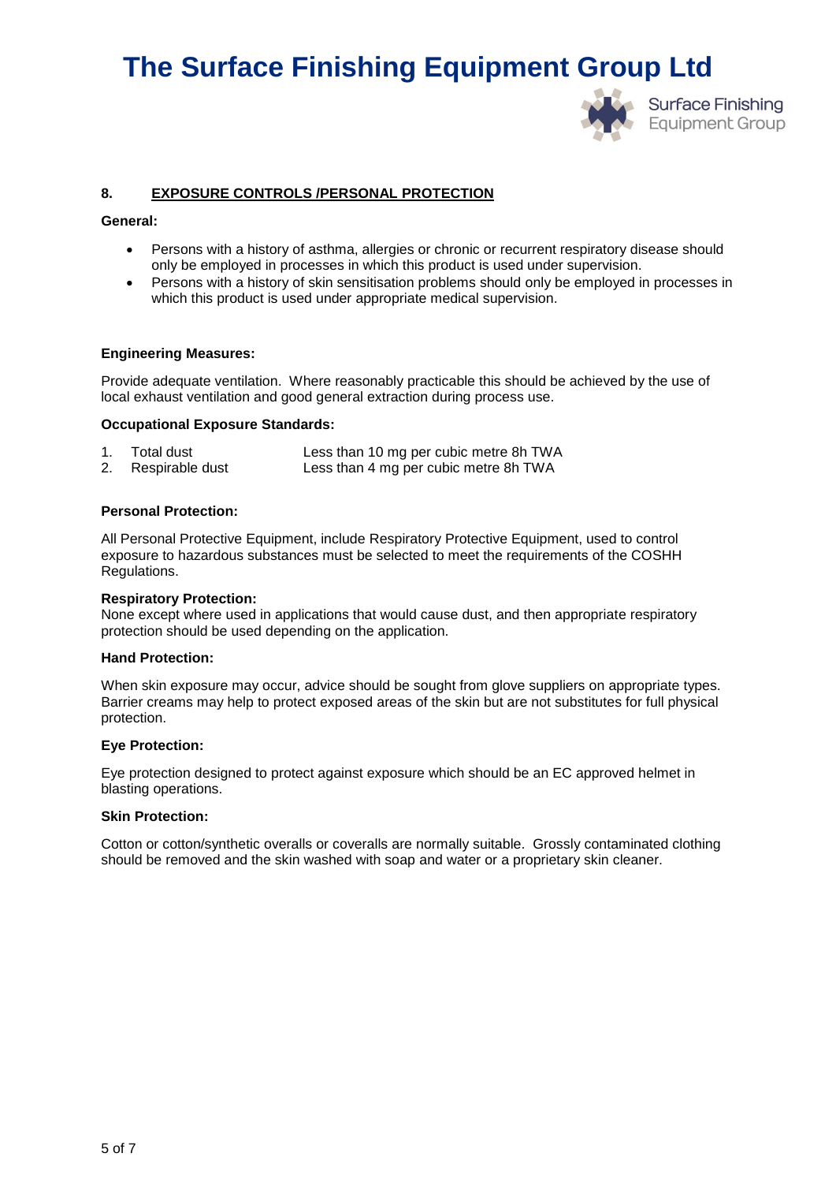## 8. EXPOSURE CONTROLS /PERSONAL PROTECTION

**General:**

- Persons with a history of asthma, allergies or chronic or recurrent respiratory disease should only be employed in processes in which this product is used under supervision.
- Persons with a history of skin sensitisation problems should only be employed in processes in which this product is used under appropriate medical supervision.

**Engineering Measures:**

Provide adequate ventilation. Where reasonably practicable this should be achieved by the use of local exhaust ventilation and good general extraction during process use.

**Occupational Exposure Standards:**

1. Total dust — Less than 10 mg per cubic metre 8h TWA
2. Respirable dust — Less than 4 mg per cubic metre 8h TWA

**Personal Protection:**

All Personal Protective Equipment, include Respiratory Protective Equipment, used to control exposure to hazardous substances must be selected to meet the requirements of the COSHH Regulations.

**Respiratory Protection:**
None except where used in applications that would cause dust, and then appropriate respiratory protection should be used depending on the application.

**Hand Protection:**

When skin exposure may occur, advice should be sought from glove suppliers on appropriate types. Barrier creams may help to protect exposed areas of the skin but are not substitutes for full physical protection.

**Eye Protection:**

Eye protection designed to protect against exposure which should be an EC approved helmet in blasting operations.

**Skin Protection:**

Cotton or cotton/synthetic overalls or coveralls are normally suitable. Grossly contaminated clothing should be removed and the skin washed with soap and water or a proprietary skin cleaner.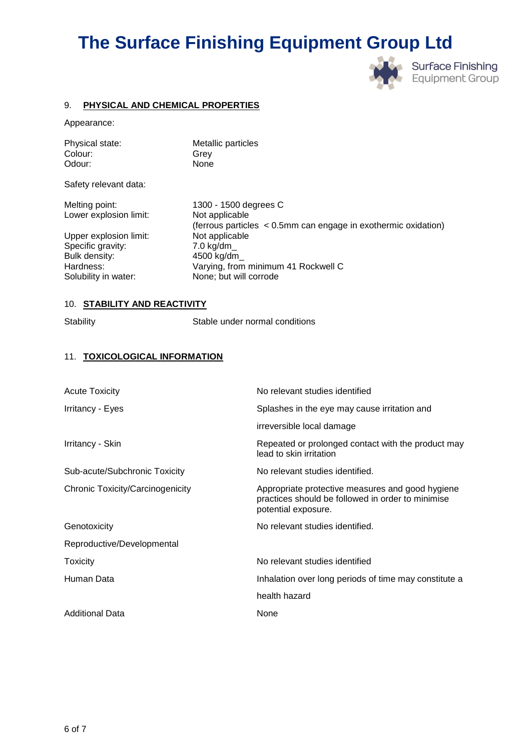## 9. PHYSICAL AND CHEMICAL PROPERTIES

Appearance:

| | |
|---|---|
| Physical state: | Metallic particles |
| Colour: | Grey |
| Odour: | None |

Safety relevant data:

| | |
|---|---|
| Melting point: | 1300 - 1500 degrees C |
| Lower explosion limit: | Not applicable (ferrous particles < 0.5mm can engage in exothermic oxidation) |
| Upper explosion limit: | Not applicable |
| Specific gravity: | 7.0 kg/dm_ |
| Bulk density: | 4500 kg/dm_ |
| Hardness: | Varying, from minimum 41 Rockwell C |
| Solubility in water: | None; but will corrode |

## 10. STABILITY AND REACTIVITY

| | |
|---|---|
| Stability | Stable under normal conditions |

## 11. TOXICOLOGICAL INFORMATION

| | |
|---|---|
| Acute Toxicity | No relevant studies identified |
| Irritancy - Eyes | Splashes in the eye may cause irritation and irreversible local damage |
| Irritancy - Skin | Repeated or prolonged contact with the product may lead to skin irritation |
| Sub-acute/Subchronic Toxicity | No relevant studies identified. |
| Chronic Toxicity/Carcinogenicity | Appropriate protective measures and good hygiene practices should be followed in order to minimise potential exposure. |
| Genotoxicity | No relevant studies identified. |
| Reproductive/Developmental Toxicity | No relevant studies identified |
| Human Data | Inhalation over long periods of time may constitute a health hazard |
| Additional Data | None |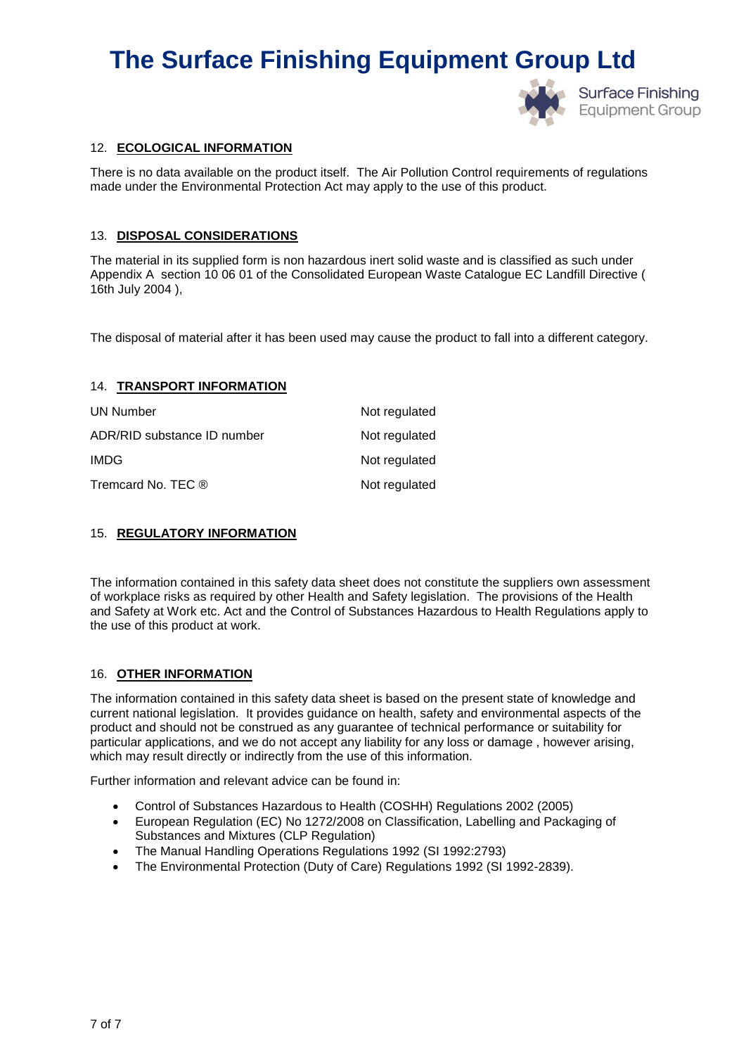## 12. ECOLOGICAL INFORMATION

There is no data available on the product itself. The Air Pollution Control requirements of regulations made under the Environmental Protection Act may apply to the use of this product.

## 13. DISPOSAL CONSIDERATIONS

The material in its supplied form is non hazardous inert solid waste and is classified as such under Appendix A section 10 06 01 of the Consolidated European Waste Catalogue EC Landfill Directive ( 16th July 2004 ),

The disposal of material after it has been used may cause the product to fall into a different category.

## 14. TRANSPORT INFORMATION

| | |
|---|---|
| UN Number | Not regulated |
| ADR/RID substance ID number | Not regulated |
| IMDG | Not regulated |
| Tremcard No. TEC ® | Not regulated |

## 15. REGULATORY INFORMATION

The information contained in this safety data sheet does not constitute the suppliers own assessment of workplace risks as required by other Health and Safety legislation. The provisions of the Health and Safety at Work etc. Act and the Control of Substances Hazardous to Health Regulations apply to the use of this product at work.

## 16. OTHER INFORMATION

The information contained in this safety data sheet is based on the present state of knowledge and current national legislation. It provides guidance on health, safety and environmental aspects of the product and should not be construed as any guarantee of technical performance or suitability for particular applications, and we do not accept any liability for any loss or damage , however arising, which may result directly or indirectly from the use of this information.

Further information and relevant advice can be found in:

- Control of Substances Hazardous to Health (COSHH) Regulations 2002 (2005)
- European Regulation (EC) No 1272/2008 on Classification, Labelling and Packaging of Substances and Mixtures (CLP Regulation)
- The Manual Handling Operations Regulations 1992 (SI 1992:2793)
- The Environmental Protection (Duty of Care) Regulations 1992 (SI 1992-2839).